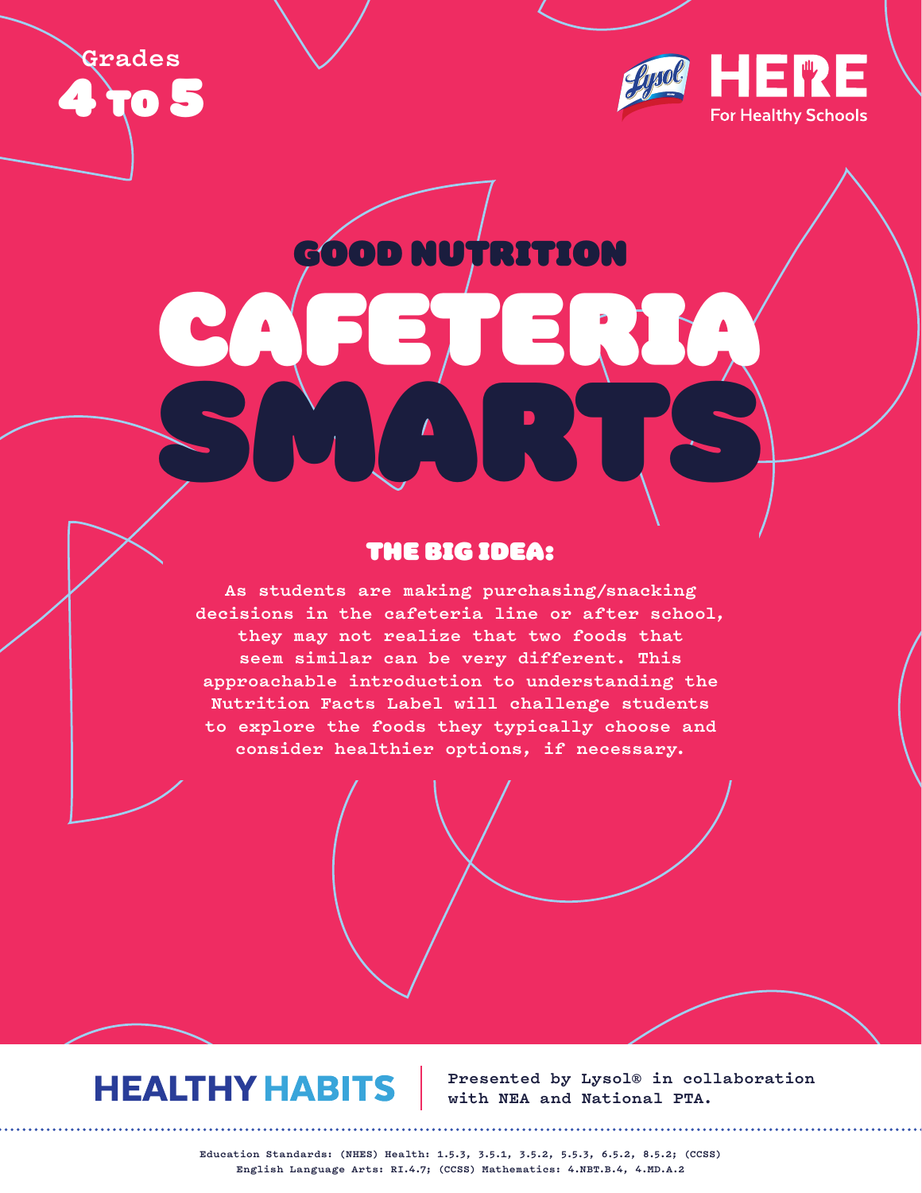Grades

**4 to 5**

HERE For Healthy Schools

## GOOD NUTRITION

# CAFETERIA SMARTS

### THE BIG IDEA:

As students are making purchasing/snacking decisions in the cafeteria line or after school, they may not realize that two foods that seem similar can be very different. This approachable introduction to understanding the Nutrition Facts Label will challenge students to explore the foods they typically choose and consider healthier options, if necessary.

**HEALTHY HABITS**

Presented by Lysol® in collaboration with NEA and National PTA.

Education Standards: (NHES) Health: 1.5.3, 3.5.1, 3.5.2, 5.5.3, 6.5.2, 8.5.2; (CCSS) English Language Arts: RI.4.7; (CCSS) Mathematics: 4.NBT.B.4, 4.MD.A.2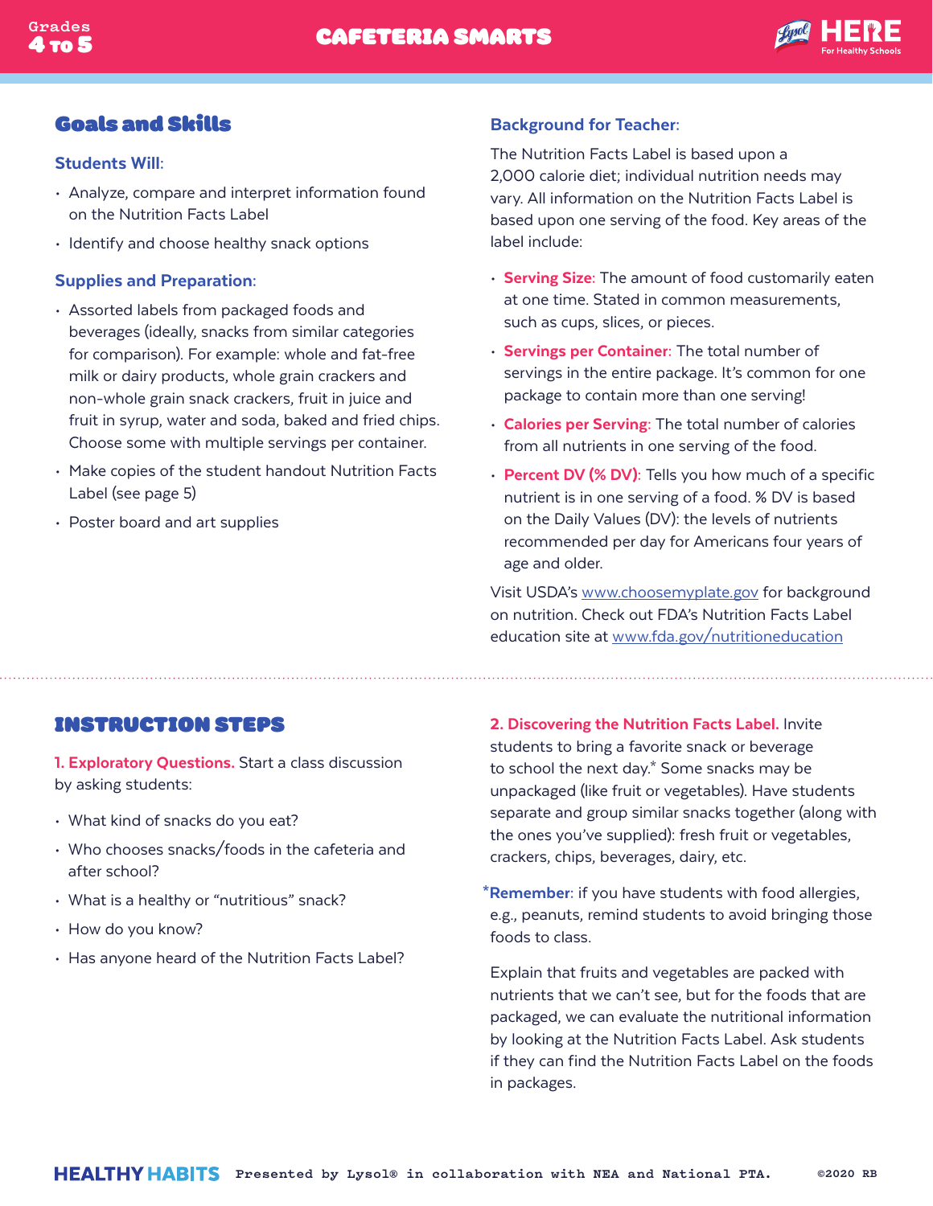## Goals and Skills

### Students Will:

- Analyze, compare and interpret information found on the Nutrition Facts Label
- Identify and choose healthy snack options

### Supplies and Preparation:

- Assorted labels from packaged foods and beverages (ideally, snacks from similar categories for comparison). For example: whole and fat-free milk or dairy products, whole grain crackers and non-whole grain snack crackers, fruit in juice and fruit in syrup, water and soda, baked and fried chips. Choose some with multiple servings per container.
- Make copies of the student handout Nutrition Facts Label (see page 5)
- Poster board and art supplies

### Background for Teacher:

The Nutrition Facts Label is based upon a 2,000 calorie diet; individual nutrition needs may vary. All information on the Nutrition Facts Label is based upon one serving of the food. Key areas of the label include:

- **Serving Size**: The amount of food customarily eaten at one time. Stated in common measurements, such as cups, slices, or pieces.
- **Servings per Container**: The total number of servings in the entire package. It's common for one package to contain more than one serving!
- **Calories per Serving**: The total number of calories from all nutrients in one serving of the food.
- **Percent DV (% DV)**: Tells you how much of a specific nutrient is in one serving of a food. % DV is based on the Daily Values (DV): the levels of nutrients recommended per day for Americans four years of age and older.

Visit USDA's www.choosemyplate.gov for background on nutrition. Check out FDA's Nutrition Facts Label education site at www.fda.gov/nutritioneducation

## INSTRUCTION STEPS

**1. Exploratory Questions.** Start a class discussion by asking students:

- What kind of snacks do you eat?
- Who chooses snacks/foods in the cafeteria and after school?
- What is a healthy or "nutritious" snack?
- How do you know?
- Has anyone heard of the Nutrition Facts Label?

**2. Discovering the Nutrition Facts Label.** Invite students to bring a favorite snack or beverage to school the next day.* Some snacks may be unpackaged (like fruit or vegetables). Have students separate and group similar snacks together (along with the ones you've supplied): fresh fruit or vegetables, crackers, chips, beverages, dairy, etc.

***Remember**: if you have students with food allergies, e.g., peanuts, remind students to avoid bringing those foods to class.

Explain that fruits and vegetables are packed with nutrients that we can't see, but for the foods that are packaged, we can evaluate the nutritional information by looking at the Nutrition Facts Label. Ask students if they can find the Nutrition Facts Label on the foods in packages.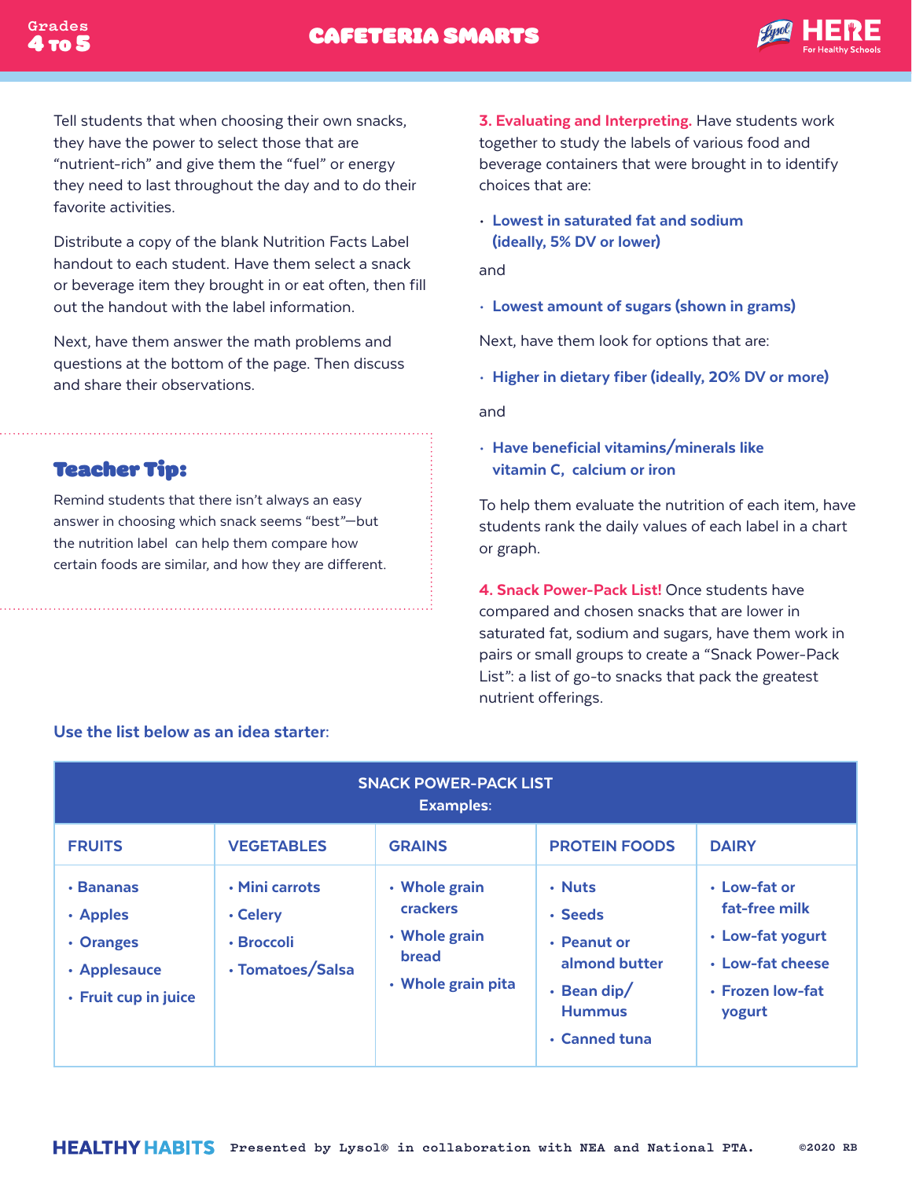Tell students that when choosing their own snacks, they have the power to select those that are "nutrient-rich" and give them the "fuel" or energy they need to last throughout the day and to do their favorite activities.

Distribute a copy of the blank Nutrition Facts Label handout to each student. Have them select a snack or beverage item they brought in or eat often, then fill out the handout with the label information.

Next, have them answer the math problems and questions at the bottom of the page. Then discuss and share their observations.

### Teacher Tip:

Remind students that there isn't always an easy answer in choosing which snack seems "best"—but the nutrition label can help them compare how certain foods are similar, and how they are different.

**3. Evaluating and Interpreting.** Have students work together to study the labels of various food and beverage containers that were brought in to identify choices that are:

- **Lowest in saturated fat and sodium (ideally, 5% DV or lower)**

and

- **Lowest amount of sugars (shown in grams)**

Next, have them look for options that are:

- **Higher in dietary fiber (ideally, 20% DV or more)**

and

- **Have beneficial vitamins/minerals like vitamin C, calcium or iron**

To help them evaluate the nutrition of each item, have students rank the daily values of each label in a chart or graph.

**4. Snack Power-Pack List!** Once students have compared and chosen snacks that are lower in saturated fat, sodium and sugars, have them work in pairs or small groups to create a "Snack Power-Pack List": a list of go-to snacks that pack the greatest nutrient offerings.

**Use the list below as an idea starter:**

| SNACK POWER-PACK LIST Examples: | | | | |
|---|---|---|---|---|
| **FRUITS** | **VEGETABLES** | **GRAINS** | **PROTEIN FOODS** | **DAIRY** |
| • Bananas<br>• Apples<br>• Oranges<br>• Applesauce<br>• Fruit cup in juice | • Mini carrots<br>• Celery<br>• Broccoli<br>• Tomatoes/Salsa | • Whole grain crackers<br>• Whole grain bread<br>• Whole grain pita | • Nuts<br>• Seeds<br>• Peanut or almond butter<br>• Bean dip/ Hummus<br>• Canned tuna | • Low-fat or fat-free milk<br>• Low-fat yogurt<br>• Low-fat cheese<br>• Frozen low-fat yogurt |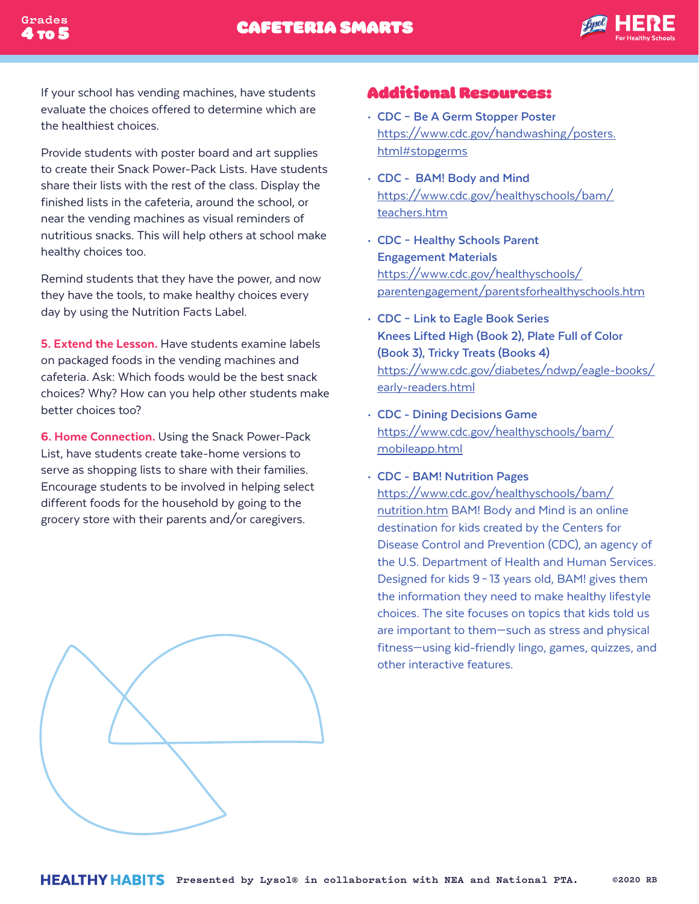If your school has vending machines, have students evaluate the choices offered to determine which are the healthiest choices.

Provide students with poster board and art supplies to create their Snack Power-Pack Lists. Have students share their lists with the rest of the class. Display the finished lists in the cafeteria, around the school, or near the vending machines as visual reminders of nutritious snacks. This will help others at school make healthy choices too.

Remind students that they have the power, and now they have the tools, to make healthy choices every day by using the Nutrition Facts Label.

**5. Extend the Lesson.** Have students examine labels on packaged foods in the vending machines and cafeteria. Ask: Which foods would be the best snack choices? Why? How can you help other students make better choices too?

**6. Home Connection.** Using the Snack Power-Pack List, have students create take-home versions to serve as shopping lists to share with their families. Encourage students to be involved in helping select different foods for the household by going to the grocery store with their parents and/or caregivers.

## Additional Resources:

- **CDC – Be A Germ Stopper Poster**
  https://www.cdc.gov/handwashing/posters.html#stopgerms
- **CDC - BAM! Body and Mind**
  https://www.cdc.gov/healthyschools/bam/teachers.htm
- **CDC – Healthy Schools Parent Engagement Materials**
  https://www.cdc.gov/healthyschools/parentengagement/parentsforhealthyschools.htm
- **CDC – Link to Eagle Book Series Knees Lifted High (Book 2), Plate Full of Color (Book 3), Tricky Treats (Books 4)**
  https://www.cdc.gov/diabetes/ndwp/eagle-books/early-readers.html
- **CDC - Dining Decisions Game**
  https://www.cdc.gov/healthyschools/bam/mobileapp.html
- **CDC - BAM! Nutrition Pages**
  https://www.cdc.gov/healthyschools/bam/nutrition.htm BAM! Body and Mind is an online destination for kids created by the Centers for Disease Control and Prevention (CDC), an agency of the U.S. Department of Health and Human Services. Designed for kids 9 – 13 years old, BAM! gives them the information they need to make healthy lifestyle choices. The site focuses on topics that kids told us are important to them—such as stress and physical fitness—using kid-friendly lingo, games, quizzes, and other interactive features.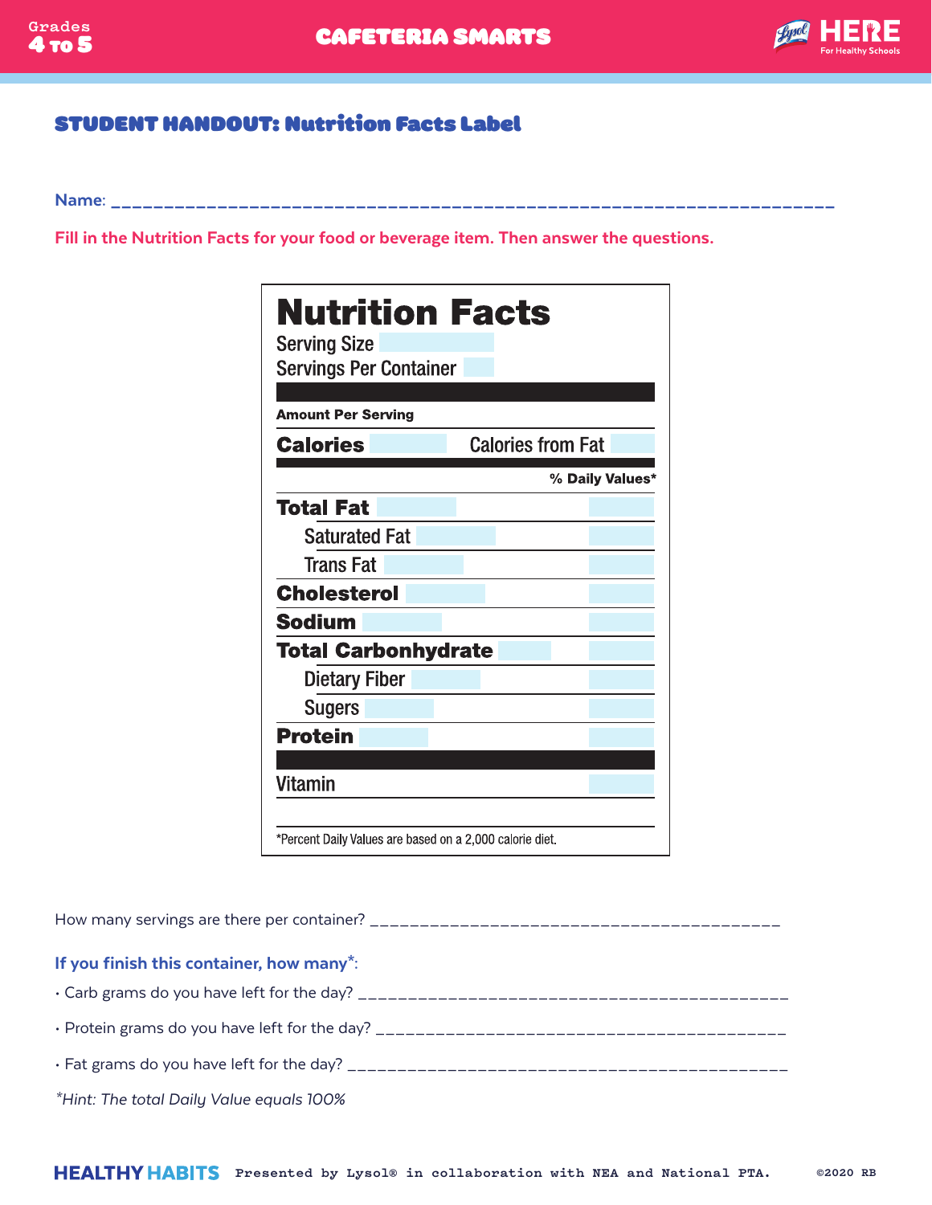## STUDENT HANDOUT: Nutrition Facts Label

Name: ___________________________________________________________________

Fill in the Nutrition Facts for your food or beverage item. Then answer the questions.

# Nutrition Facts

Serving Size ______

Servings Per Container ______

| Amount Per Serving | | |
|---|---|---|
| **Calories** | | Calories from Fat |
| | | **% Daily Values*** |
| **Total Fat** | | |
| Saturated Fat | | |
| Trans Fat | | |
| **Cholesterol** | | |
| **Sodium** | | |
| **Total Carbonhydrate** | | |
| Dietary Fiber | | |
| Sugers | | |
| **Protein** | | |
| Vitamin | | |

*Percent Daily Values are based on a 2,000 calorie diet.

How many servings are there per container? ________________________________________

**If you finish this container, how many*:**

- Carb grams do you have left for the day? ________________________________________
- Protein grams do you have left for the day? ________________________________________
- Fat grams do you have left for the day? ________________________________________

*\*Hint: The total Daily Value equals 100%*

**HEALTHY HABITS** Presented by Lysol® in collaboration with NEA and National PTA. ©2020 RB